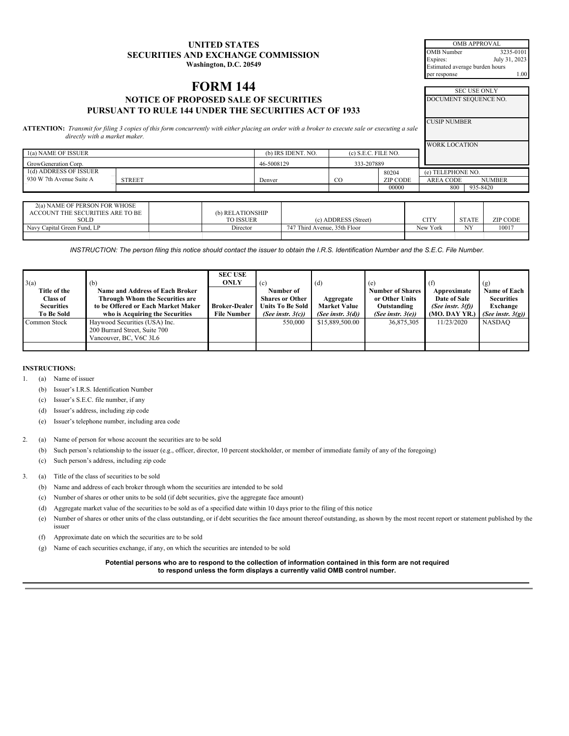# UNITED STATES
# SECURITIES AND EXCHANGE COMMISSION
**Washington, D.C. 20549**

| OMB APPROVAL | |
|---|---|
| OMB Number | 3235-0101 |
| Expires: | July 31, 2023 |
| Estimated average burden hours per response | 1.00 |

| SEC USE ONLY |
|---|
| DOCUMENT SEQUENCE NO. |
| CUSIP NUMBER |
| WORK LOCATION |

# FORM 144

## NOTICE OF PROPOSED SALE OF SECURITIES PURSUANT TO RULE 144 UNDER THE SECURITIES ACT OF 1933

**ATTENTION:** *Transmit for filing 3 copies of this form concurrently with either placing an order with a broker to execute sale or executing a sale directly with a market maker.*

| 1(a) NAME OF ISSUER | | (b) IRS IDENT. NO. | (c) S.E.C. FILE NO. | | |
|---|---|---|---|---|---|
| GrowGeneration Corp. | | 46-5008129 | 333-207889 | | |
| 1(d) ADDRESS OF ISSUER 930 W 7th Avenue Suite A | STREET | Denver | CO | 80204 ZIP CODE | (e) TELEPHONE NO. AREA CODE 800 NUMBER 935-8420 |
| | | | | 00000 | |

| 2(a) NAME OF PERSON FOR WHOSE ACCOUNT THE SECURITIES ARE TO BE SOLD | | (b) RELATIONSHIP TO ISSUER | (c) ADDRESS (Street) | CITY | STATE | ZIP CODE |
|---|---|---|---|---|---|---|
| Navy Capital Green Fund, LP | | Director | 747 Third Avenue, 35th Floor | New York | NY | 10017 |
| | | | | | | |

*INSTRUCTION: The person filing this notice should contact the issuer to obtain the I.R.S. Identification Number and the S.E.C. File Number.*

| 3(a) Title of the Class of Securities To Be Sold | (b) Name and Address of Each Broker Through Whom the Securities are to be Offered or Each Market Maker who is Acquiring the Securities | SEC USE ONLY Broker-Dealer File Number | (c) Number of Shares or Other Units To Be Sold *(See instr. 3(c))* | (d) Aggregate Market Value *(See instr. 3(d))* | (e) Number of Shares or Other Units Outstanding *(See instr. 3(e))* | (f) Approximate Date of Sale *(See instr. 3(f))* (MO. DAY YR.) | (g) Name of Each Securities Exchange *(See instr. 3(g))* |
|---|---|---|---|---|---|---|---|
| Common Stock | Haywood Securities (USA) Inc. 200 Burrard Street, Suite 700 Vancouver, BC, V6C 3L6 | | 550,000 | $15,889,500.00 | 36,875,305 | 11/23/2020 | NASDAQ |
| | | | | | | | |

**INSTRUCTIONS:**

1. (a) Name of issuer
   (b) Issuer's I.R.S. Identification Number
   (c) Issuer's S.E.C. file number, if any
   (d) Issuer's address, including zip code
   (e) Issuer's telephone number, including area code

2. (a) Name of person for whose account the securities are to be sold
   (b) Such person's relationship to the issuer (e.g., officer, director, 10 percent stockholder, or member of immediate family of any of the foregoing)
   (c) Such person's address, including zip code

3. (a) Title of the class of securities to be sold
   (b) Name and address of each broker through whom the securities are intended to be sold
   (c) Number of shares or other units to be sold (if debt securities, give the aggregate face amount)
   (d) Aggregate market value of the securities to be sold as of a specified date within 10 days prior to the filing of this notice
   (e) Number of shares or other units of the class outstanding, or if debt securities the face amount thereof outstanding, as shown by the most recent report or statement published by the issuer
   (f) Approximate date on which the securities are to be sold
   (g) Name of each securities exchange, if any, on which the securities are intended to be sold

**Potential persons who are to respond to the collection of information contained in this form are not required to respond unless the form displays a currently valid OMB control number.**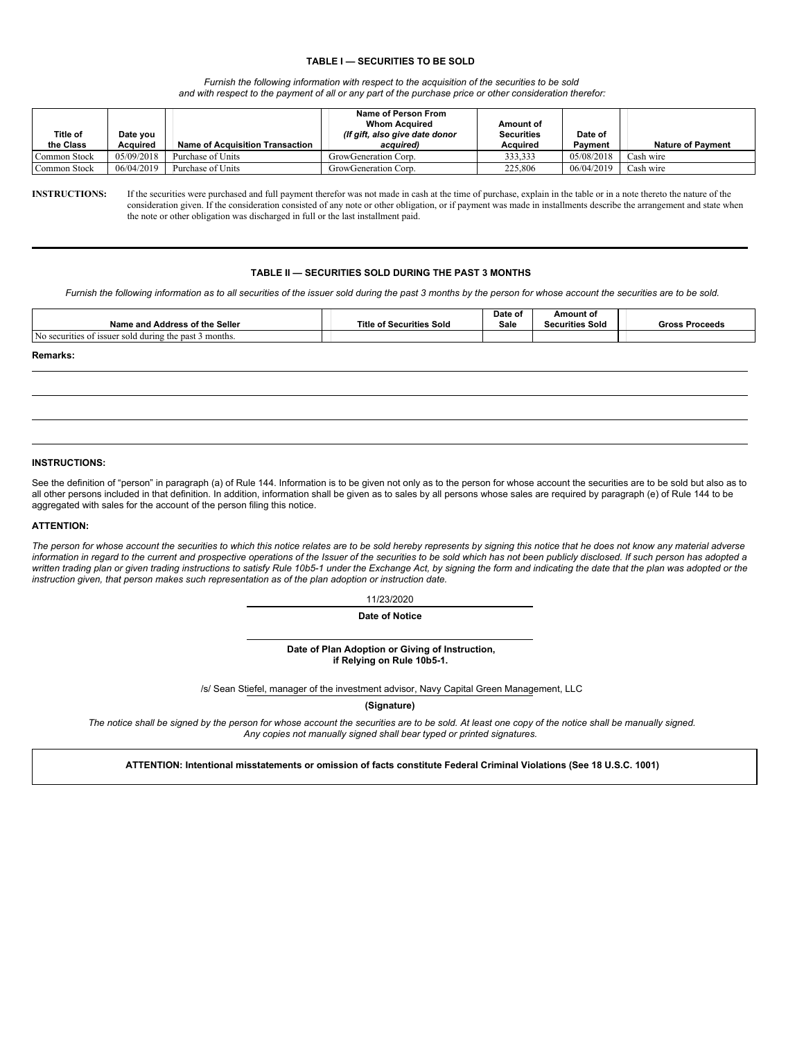### TABLE I — SECURITIES TO BE SOLD

*Furnish the following information with respect to the acquisition of the securities to be sold and with respect to the payment of all or any part of the purchase price or other consideration therefor:*

| Title of the Class | Date you Acquired | Name of Acquisition Transaction | Name of Person From Whom Acquired *(If gift, also give date donor acquired)* | Amount of Securities Acquired | Date of Payment | Nature of Payment |
|---|---|---|---|---|---|---|
| Common Stock | 05/09/2018 | Purchase of Units | GrowGeneration Corp. | 333,333 | 05/08/2018 | Cash wire |
| Common Stock | 06/04/2019 | Purchase of Units | GrowGeneration Corp. | 225,806 | 06/04/2019 | Cash wire |

**INSTRUCTIONS:** If the securities were purchased and full payment therefor was not made in cash at the time of purchase, explain in the table or in a note thereto the nature of the consideration given. If the consideration consisted of any note or other obligation, or if payment was made in installments describe the arrangement and state when the note or other obligation was discharged in full or the last installment paid.

### TABLE II — SECURITIES SOLD DURING THE PAST 3 MONTHS

*Furnish the following information as to all securities of the issuer sold during the past 3 months by the person for whose account the securities are to be sold.*

| Name and Address of the Seller | Title of Securities Sold | Date of Sale | Amount of Securities Sold | Gross Proceeds |
|---|---|---|---|---|
| No securities of issuer sold during the past 3 months. | | | | |

**Remarks:**

**INSTRUCTIONS:**

See the definition of "person" in paragraph (a) of Rule 144. Information is to be given not only as to the person for whose account the securities are to be sold but also as to all other persons included in that definition. In addition, information shall be given as to sales by all persons whose sales are required by paragraph (e) of Rule 144 to be aggregated with sales for the account of the person filing this notice.

**ATTENTION:**

*The person for whose account the securities to which this notice relates are to be sold hereby represents by signing this notice that he does not know any material adverse information in regard to the current and prospective operations of the Issuer of the securities to be sold which has not been publicly disclosed. If such person has adopted a written trading plan or given trading instructions to satisfy Rule 10b5-1 under the Exchange Act, by signing the form and indicating the date that the plan was adopted or the instruction given, that person makes such representation as of the plan adoption or instruction date.*

11/23/2020

**Date of Notice**

**Date of Plan Adoption or Giving of Instruction, if Relying on Rule 10b5-1.**

/s/ Sean Stiefel, manager of the investment advisor, Navy Capital Green Management, LLC

**(Signature)**

*The notice shall be signed by the person for whose account the securities are to be sold. At least one copy of the notice shall be manually signed. Any copies not manually signed shall bear typed or printed signatures.*

**ATTENTION: Intentional misstatements or omission of facts constitute Federal Criminal Violations (See 18 U.S.C. 1001)**